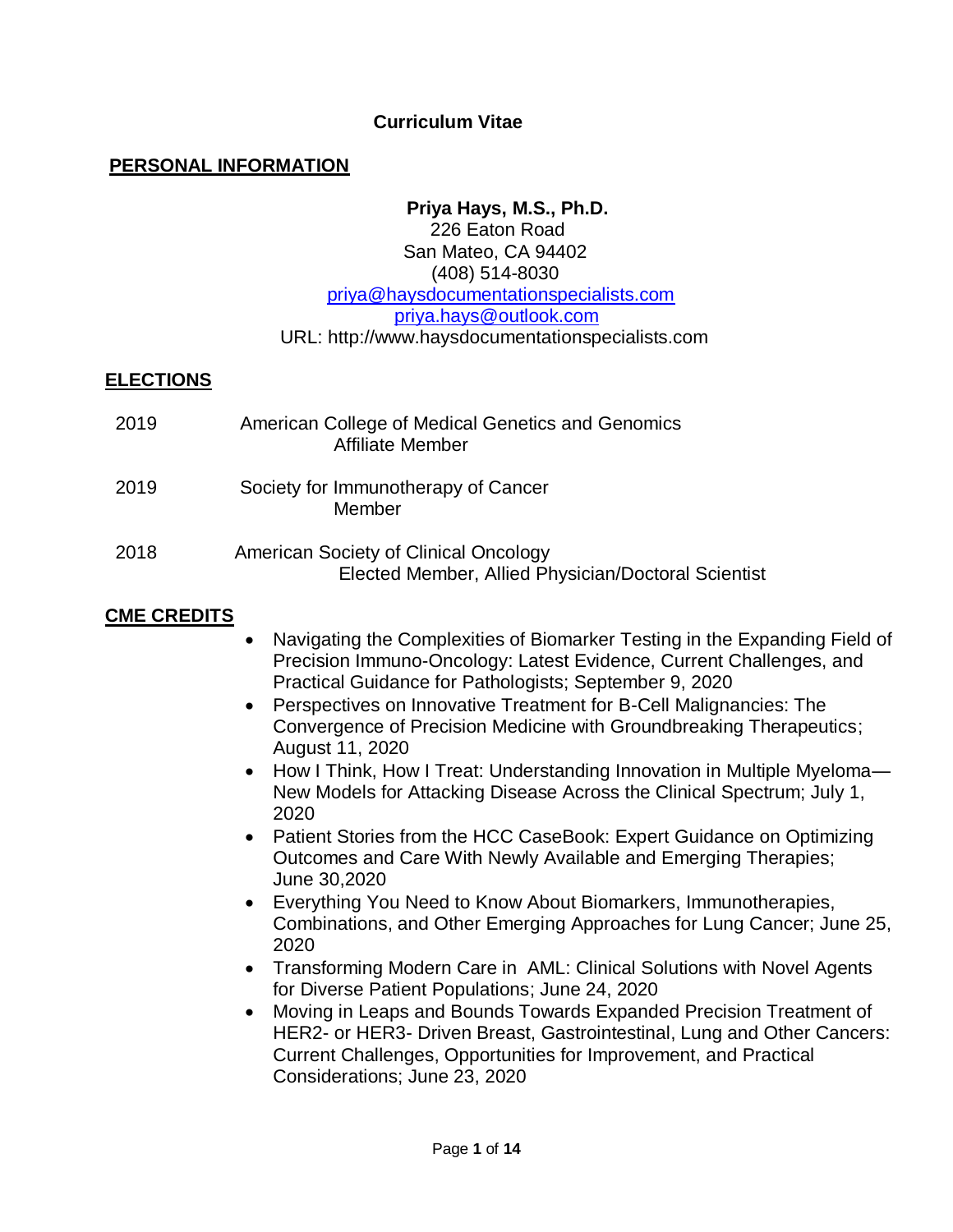# Curriculum Vitae

## PERSONAL INFORMATION

**Priya Hays, M.S., Ph.D.**
226 Eaton Road
San Mateo, CA 94402
(408) 514-8030
priya@haysdocumentationspecialists.com
priya.hays@outlook.com
URL: http://www.haysdocumentationspecialists.com

## ELECTIONS

2019 American College of Medical Genetics and Genomics
Affiliate Member

2019 Society for Immunotherapy of Cancer
Member

2018 American Society of Clinical Oncology
Elected Member, Allied Physician/Doctoral Scientist

## CME CREDITS

- Navigating the Complexities of Biomarker Testing in the Expanding Field of Precision Immuno-Oncology: Latest Evidence, Current Challenges, and Practical Guidance for Pathologists; September 9, 2020
- Perspectives on Innovative Treatment for B-Cell Malignancies: The Convergence of Precision Medicine with Groundbreaking Therapeutics; August 11, 2020
- How I Think, How I Treat: Understanding Innovation in Multiple Myeloma—New Models for Attacking Disease Across the Clinical Spectrum; July 1, 2020
- Patient Stories from the HCC CaseBook: Expert Guidance on Optimizing Outcomes and Care With Newly Available and Emerging Therapies; June 30,2020
- Everything You Need to Know About Biomarkers, Immunotherapies, Combinations, and Other Emerging Approaches for Lung Cancer; June 25, 2020
- Transforming Modern Care in AML: Clinical Solutions with Novel Agents for Diverse Patient Populations; June 24, 2020
- Moving in Leaps and Bounds Towards Expanded Precision Treatment of HER2- or HER3- Driven Breast, Gastrointestinal, Lung and Other Cancers: Current Challenges, Opportunities for Improvement, and Practical Considerations; June 23, 2020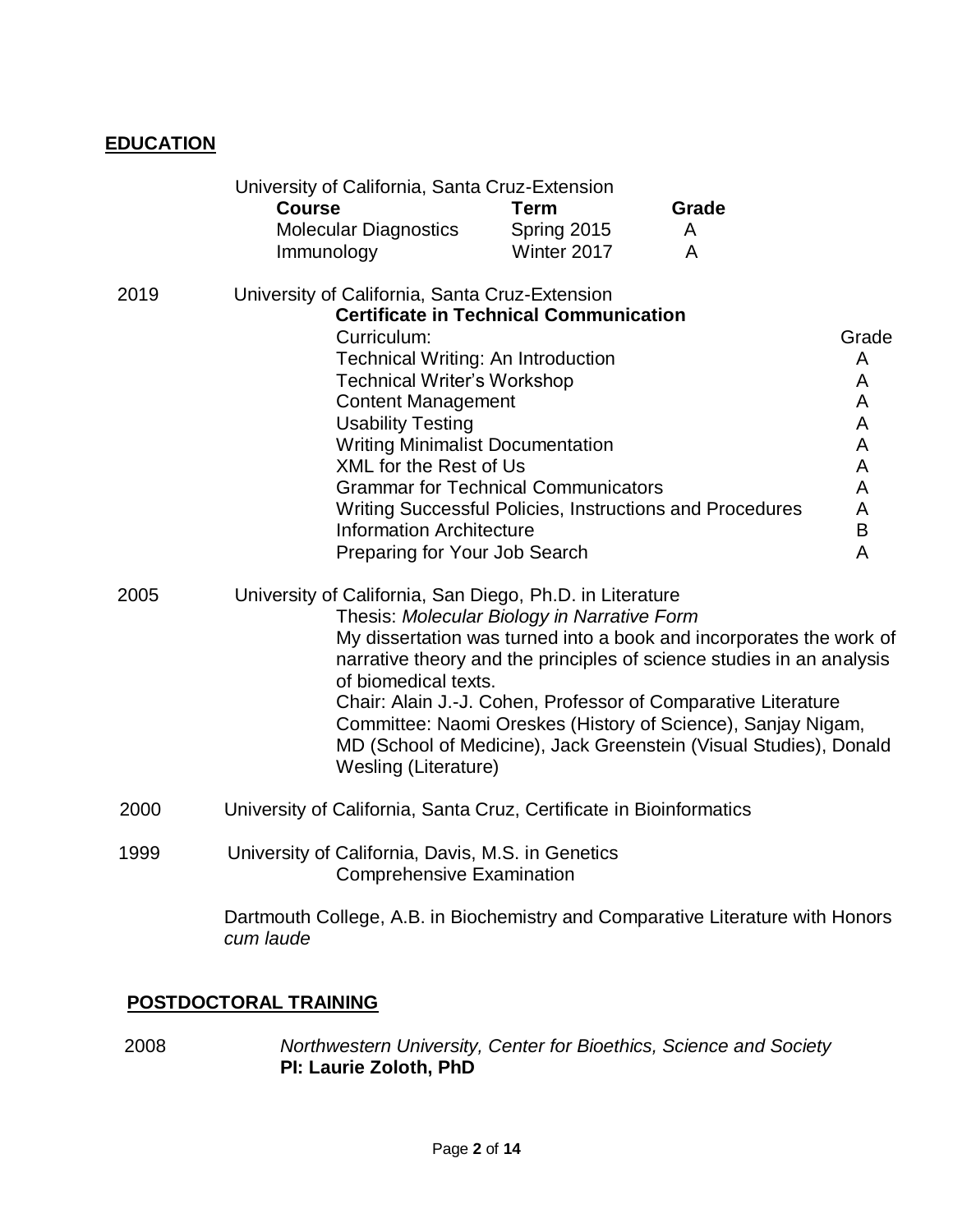## EDUCATION

University of California, Santa Cruz-Extension

| Course | Term | Grade |
| --- | --- | --- |
| Molecular Diagnostics | Spring 2015 | A |
| Immunology | Winter 2017 | A |

2019 University of California, Santa Cruz-Extension

**Certificate in Technical Communication**

| Curriculum: | Grade |
| --- | --- |
| Technical Writing: An Introduction | A |
| Technical Writer's Workshop | A |
| Content Management | A |
| Usability Testing | A |
| Writing Minimalist Documentation | A |
| XML for the Rest of Us | A |
| Grammar for Technical Communicators | A |
| Writing Successful Policies, Instructions and Procedures | A |
| Information Architecture | B |
| Preparing for Your Job Search | A |

2005 University of California, San Diego, Ph.D. in Literature

Thesis: *Molecular Biology in Narrative Form*

My dissertation was turned into a book and incorporates the work of narrative theory and the principles of science studies in an analysis of biomedical texts.

Chair: Alain J.-J. Cohen, Professor of Comparative Literature

Committee: Naomi Oreskes (History of Science), Sanjay Nigam, MD (School of Medicine), Jack Greenstein (Visual Studies), Donald Wesling (Literature)

2000 University of California, Santa Cruz, Certificate in Bioinformatics

1999 University of California, Davis, M.S. in Genetics

Comprehensive Examination

Dartmouth College, A.B. in Biochemistry and Comparative Literature with Honors *cum laude*

## POSTDOCTORAL TRAINING

2008 *Northwestern University, Center for Bioethics, Science and Society*

**PI: Laurie Zoloth, PhD**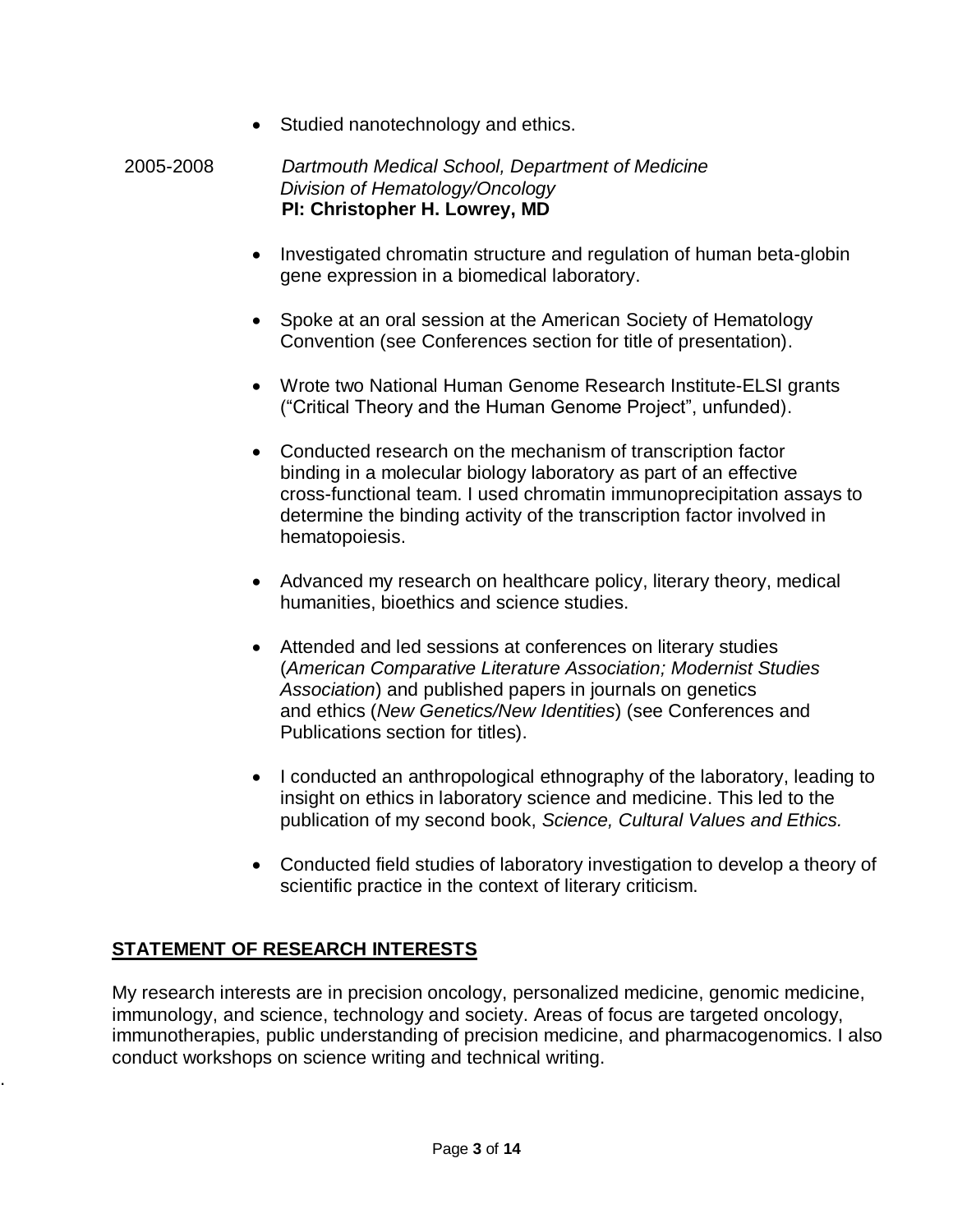- Studied nanotechnology and ethics.

2005-2008 *Dartmouth Medical School, Department of Medicine*
*Division of Hematology/Oncology*
**PI: Christopher H. Lowrey, MD**

- Investigated chromatin structure and regulation of human beta-globin gene expression in a biomedical laboratory.

- Spoke at an oral session at the American Society of Hematology Convention (see Conferences section for title of presentation).

- Wrote two National Human Genome Research Institute-ELSI grants ("Critical Theory and the Human Genome Project", unfunded).

- Conducted research on the mechanism of transcription factor binding in a molecular biology laboratory as part of an effective cross-functional team. I used chromatin immunoprecipitation assays to determine the binding activity of the transcription factor involved in hematopoiesis.

- Advanced my research on healthcare policy, literary theory, medical humanities, bioethics and science studies.

- Attended and led sessions at conferences on literary studies (*American Comparative Literature Association; Modernist Studies Association*) and published papers in journals on genetics and ethics (*New Genetics/New Identities*) (see Conferences and Publications section for titles).

- I conducted an anthropological ethnography of the laboratory, leading to insight on ethics in laboratory science and medicine. This led to the publication of my second book, *Science, Cultural Values and Ethics.*

- Conducted field studies of laboratory investigation to develop a theory of scientific practice in the context of literary criticism.

## STATEMENT OF RESEARCH INTERESTS

My research interests are in precision oncology, personalized medicine, genomic medicine, immunology, and science, technology and society. Areas of focus are targeted oncology, immunotherapies, public understanding of precision medicine, and pharmacogenomics. I also conduct workshops on science writing and technical writing.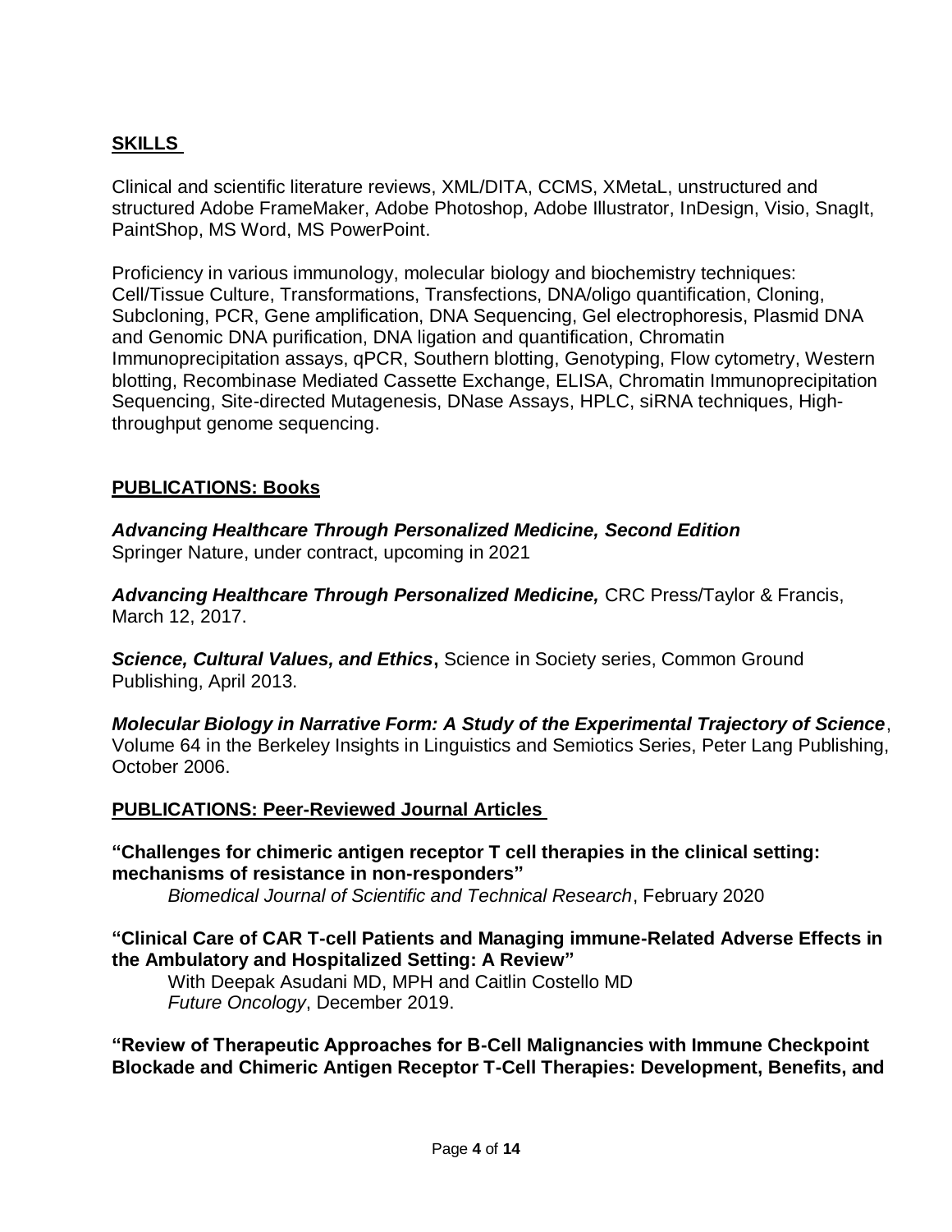## SKILLS

Clinical and scientific literature reviews, XML/DITA, CCMS, XMetaL, unstructured and structured Adobe FrameMaker, Adobe Photoshop, Adobe Illustrator, InDesign, Visio, SnagIt, PaintShop, MS Word, MS PowerPoint.

Proficiency in various immunology, molecular biology and biochemistry techniques: Cell/Tissue Culture, Transformations, Transfections, DNA/oligo quantification, Cloning, Subcloning, PCR, Gene amplification, DNA Sequencing, Gel electrophoresis, Plasmid DNA and Genomic DNA purification, DNA ligation and quantification, Chromatin Immunoprecipitation assays, qPCR, Southern blotting, Genotyping, Flow cytometry, Western blotting, Recombinase Mediated Cassette Exchange, ELISA, Chromatin Immunoprecipitation Sequencing, Site-directed Mutagenesis, DNase Assays, HPLC, siRNA techniques, High-throughput genome sequencing.

## PUBLICATIONS: Books

***Advancing Healthcare Through Personalized Medicine, Second Edition***
Springer Nature, under contract, upcoming in 2021

***Advancing Healthcare Through Personalized Medicine,*** CRC Press/Taylor & Francis, March 12, 2017.

***Science, Cultural Values, and Ethics*,** Science in Society series, Common Ground Publishing, April 2013.

***Molecular Biology in Narrative Form: A Study of the Experimental Trajectory of Science***, Volume 64 in the Berkeley Insights in Linguistics and Semiotics Series, Peter Lang Publishing, October 2006.

## PUBLICATIONS: Peer-Reviewed Journal Articles

**"Challenges for chimeric antigen receptor T cell therapies in the clinical setting: mechanisms of resistance in non-responders"**
*Biomedical Journal of Scientific and Technical Research*, February 2020

**"Clinical Care of CAR T-cell Patients and Managing immune-Related Adverse Effects in the Ambulatory and Hospitalized Setting: A Review"**
With Deepak Asudani MD, MPH and Caitlin Costello MD
*Future Oncology*, December 2019.

**"Review of Therapeutic Approaches for B-Cell Malignancies with Immune Checkpoint Blockade and Chimeric Antigen Receptor T-Cell Therapies: Development, Benefits, and**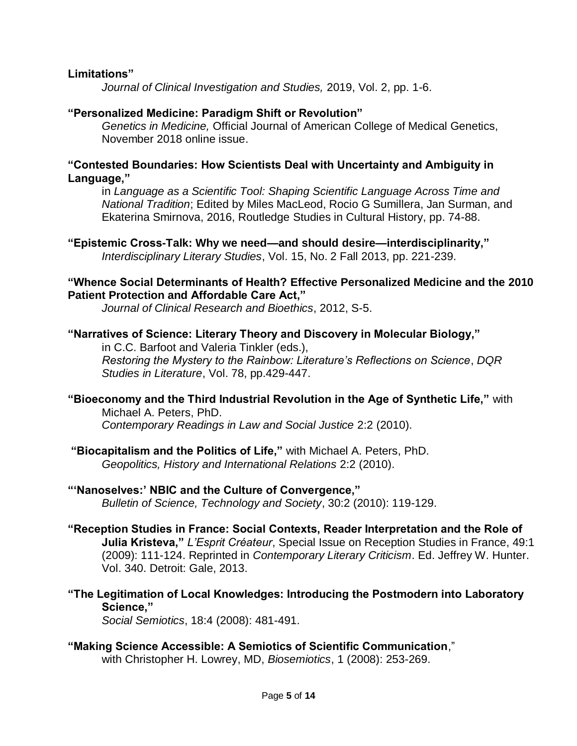**Limitations"**

*Journal of Clinical Investigation and Studies,* 2019, Vol. 2, pp. 1-6.

**"Personalized Medicine: Paradigm Shift or Revolution"**

*Genetics in Medicine,* Official Journal of American College of Medical Genetics, November 2018 online issue.

**"Contested Boundaries: How Scientists Deal with Uncertainty and Ambiguity in Language,"**

in *Language as a Scientific Tool: Shaping Scientific Language Across Time and National Tradition*; Edited by Miles MacLeod, Rocio G Sumillera, Jan Surman, and Ekaterina Smirnova, 2016, Routledge Studies in Cultural History, pp. 74-88.

**"Epistemic Cross-Talk: Why we need—and should desire—interdisciplinarity,"**

*Interdisciplinary Literary Studies*, Vol. 15, No. 2 Fall 2013, pp. 221-239.

**"Whence Social Determinants of Health? Effective Personalized Medicine and the 2010 Patient Protection and Affordable Care Act,"**

*Journal of Clinical Research and Bioethics*, 2012, S-5.

**"Narratives of Science: Literary Theory and Discovery in Molecular Biology,"**

in C.C. Barfoot and Valeria Tinkler (eds.), *Restoring the Mystery to the Rainbow: Literature's Reflections on Science*, *DQR Studies in Literature*, Vol. 78, pp.429-447.

**"Bioeconomy and the Third Industrial Revolution in the Age of Synthetic Life,"** with Michael A. Peters, PhD.

*Contemporary Readings in Law and Social Justice* 2:2 (2010).

**"Biocapitalism and the Politics of Life,"** with Michael A. Peters, PhD.

*Geopolitics, History and International Relations* 2:2 (2010).

**"'Nanoselves:' NBIC and the Culture of Convergence,"**

*Bulletin of Science, Technology and Society*, 30:2 (2010): 119-129.

**"Reception Studies in France: Social Contexts, Reader Interpretation and the Role of Julia Kristeva,"** *L'Esprit Créateur*, Special Issue on Reception Studies in France, 49:1 (2009): 111-124. Reprinted in *Contemporary Literary Criticism*. Ed. Jeffrey W. Hunter. Vol. 340. Detroit: Gale, 2013.

**"The Legitimation of Local Knowledges: Introducing the Postmodern into Laboratory Science,"**

*Social Semiotics*, 18:4 (2008): 481-491.

**"Making Science Accessible: A Semiotics of Scientific Communication**,"

with Christopher H. Lowrey, MD, *Biosemiotics*, 1 (2008): 253-269.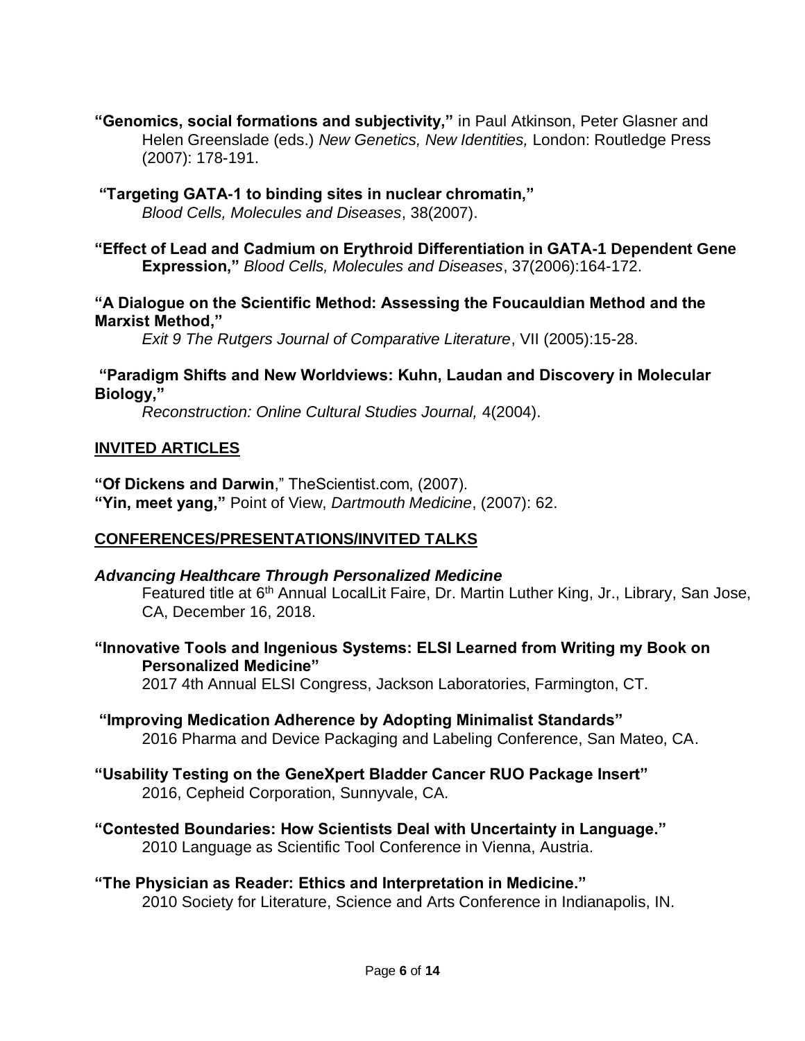**"Genomics, social formations and subjectivity,"** in Paul Atkinson, Peter Glasner and Helen Greenslade (eds.) *New Genetics, New Identities,* London: Routledge Press (2007): 178-191.

**"Targeting GATA-1 to binding sites in nuclear chromatin,"**
*Blood Cells, Molecules and Diseases*, 38(2007).

**"Effect of Lead and Cadmium on Erythroid Differentiation in GATA-1 Dependent Gene Expression,"** *Blood Cells, Molecules and Diseases*, 37(2006):164-172.

**"A Dialogue on the Scientific Method: Assessing the Foucauldian Method and the Marxist Method,"**
*Exit 9 The Rutgers Journal of Comparative Literature*, VII (2005):15-28.

**"Paradigm Shifts and New Worldviews: Kuhn, Laudan and Discovery in Molecular Biology,"**
*Reconstruction: Online Cultural Studies Journal,* 4(2004).

## INVITED ARTICLES

**"Of Dickens and Darwin**," TheScientist.com, (2007).
**"Yin, meet yang,"** Point of View, *Dartmouth Medicine*, (2007): 62.

## CONFERENCES/PRESENTATIONS/INVITED TALKS

***Advancing Healthcare Through Personalized Medicine***
Featured title at 6th Annual LocalLit Faire, Dr. Martin Luther King, Jr., Library, San Jose, CA, December 16, 2018.

**"Innovative Tools and Ingenious Systems: ELSI Learned from Writing my Book on Personalized Medicine"**
2017 4th Annual ELSI Congress, Jackson Laboratories, Farmington, CT.

**"Improving Medication Adherence by Adopting Minimalist Standards"**
2016 Pharma and Device Packaging and Labeling Conference, San Mateo, CA.

**"Usability Testing on the GeneXpert Bladder Cancer RUO Package Insert"**
2016, Cepheid Corporation, Sunnyvale, CA.

**"Contested Boundaries: How Scientists Deal with Uncertainty in Language."**
2010 Language as Scientific Tool Conference in Vienna, Austria.

**"The Physician as Reader: Ethics and Interpretation in Medicine."**
2010 Society for Literature, Science and Arts Conference in Indianapolis, IN.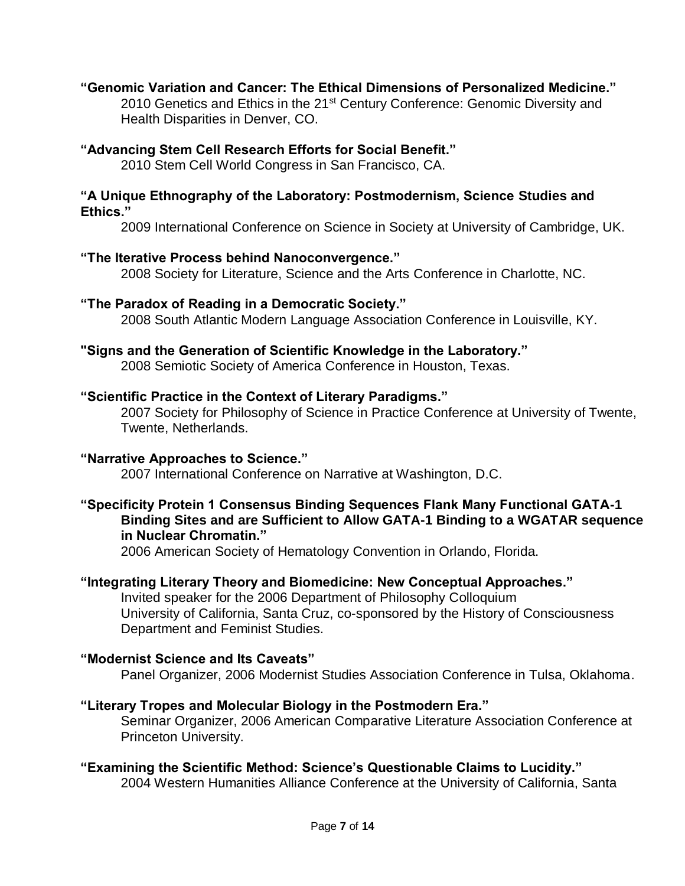**“Genomic Variation and Cancer: The Ethical Dimensions of Personalized Medicine.”**
2010 Genetics and Ethics in the 21st Century Conference: Genomic Diversity and Health Disparities in Denver, CO.

**“Advancing Stem Cell Research Efforts for Social Benefit.”**
2010 Stem Cell World Congress in San Francisco, CA.

**“A Unique Ethnography of the Laboratory: Postmodernism, Science Studies and Ethics.”**
2009 International Conference on Science in Society at University of Cambridge, UK.

**“The Iterative Process behind Nanoconvergence.”**
2008 Society for Literature, Science and the Arts Conference in Charlotte, NC.

**“The Paradox of Reading in a Democratic Society.”**
2008 South Atlantic Modern Language Association Conference in Louisville, KY.

**"Signs and the Generation of Scientific Knowledge in the Laboratory.”**
2008 Semiotic Society of America Conference in Houston, Texas.

**“Scientific Practice in the Context of Literary Paradigms.”**
2007 Society for Philosophy of Science in Practice Conference at University of Twente, Twente, Netherlands.

**“Narrative Approaches to Science.”**
2007 International Conference on Narrative at Washington, D.C.

**“Specificity Protein 1 Consensus Binding Sequences Flank Many Functional GATA-1 Binding Sites and are Sufficient to Allow GATA-1 Binding to a WGATAR sequence in Nuclear Chromatin.”**
2006 American Society of Hematology Convention in Orlando, Florida.

**“Integrating Literary Theory and Biomedicine: New Conceptual Approaches.”**
Invited speaker for the 2006 Department of Philosophy Colloquium University of California, Santa Cruz, co-sponsored by the History of Consciousness Department and Feminist Studies.

**“Modernist Science and Its Caveats”**
Panel Organizer, 2006 Modernist Studies Association Conference in Tulsa, Oklahoma.

**“Literary Tropes and Molecular Biology in the Postmodern Era.”**
Seminar Organizer, 2006 American Comparative Literature Association Conference at Princeton University.

**“Examining the Scientific Method: Science’s Questionable Claims to Lucidity.”**
2004 Western Humanities Alliance Conference at the University of California, Santa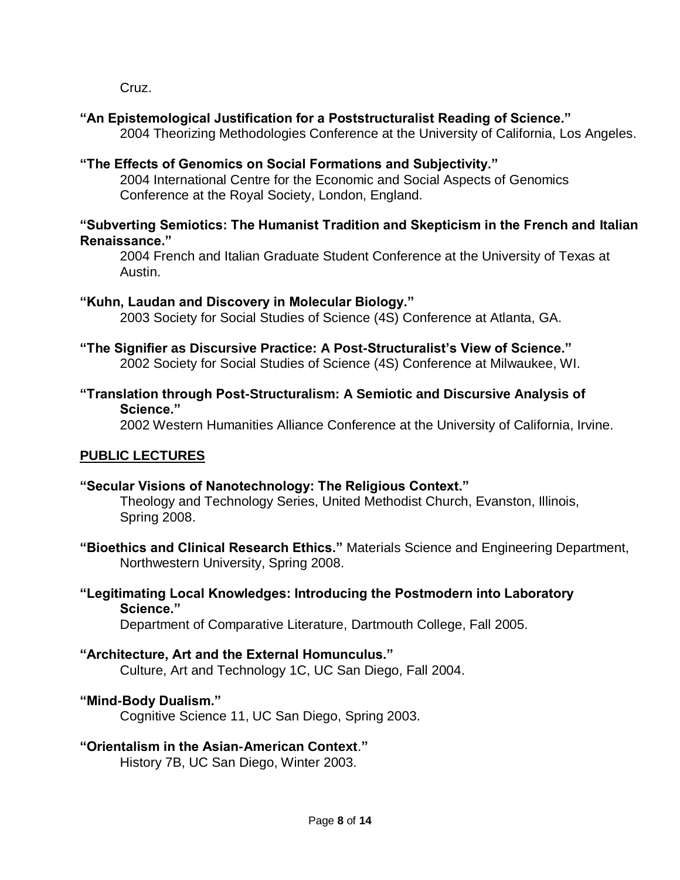Cruz.

**"An Epistemological Justification for a Poststructuralist Reading of Science."**
2004 Theorizing Methodologies Conference at the University of California, Los Angeles.

**"The Effects of Genomics on Social Formations and Subjectivity."**
2004 International Centre for the Economic and Social Aspects of Genomics Conference at the Royal Society, London, England.

**"Subverting Semiotics: The Humanist Tradition and Skepticism in the French and Italian Renaissance."**
2004 French and Italian Graduate Student Conference at the University of Texas at Austin.

**"Kuhn, Laudan and Discovery in Molecular Biology."**
2003 Society for Social Studies of Science (4S) Conference at Atlanta, GA.

**"The Signifier as Discursive Practice: A Post-Structuralist's View of Science."**
2002 Society for Social Studies of Science (4S) Conference at Milwaukee, WI.

**"Translation through Post-Structuralism: A Semiotic and Discursive Analysis of Science."**
2002 Western Humanities Alliance Conference at the University of California, Irvine.

## PUBLIC LECTURES

**"Secular Visions of Nanotechnology: The Religious Context."**
Theology and Technology Series, United Methodist Church, Evanston, Illinois, Spring 2008.

**"Bioethics and Clinical Research Ethics."** Materials Science and Engineering Department, Northwestern University, Spring 2008.

**"Legitimating Local Knowledges: Introducing the Postmodern into Laboratory Science."**
Department of Comparative Literature, Dartmouth College, Fall 2005.

**"Architecture, Art and the External Homunculus."**
Culture, Art and Technology 1C, UC San Diego, Fall 2004.

**"Mind-Body Dualism."**
Cognitive Science 11, UC San Diego, Spring 2003.

**"Orientalism in the Asian-American Context."**
History 7B, UC San Diego, Winter 2003.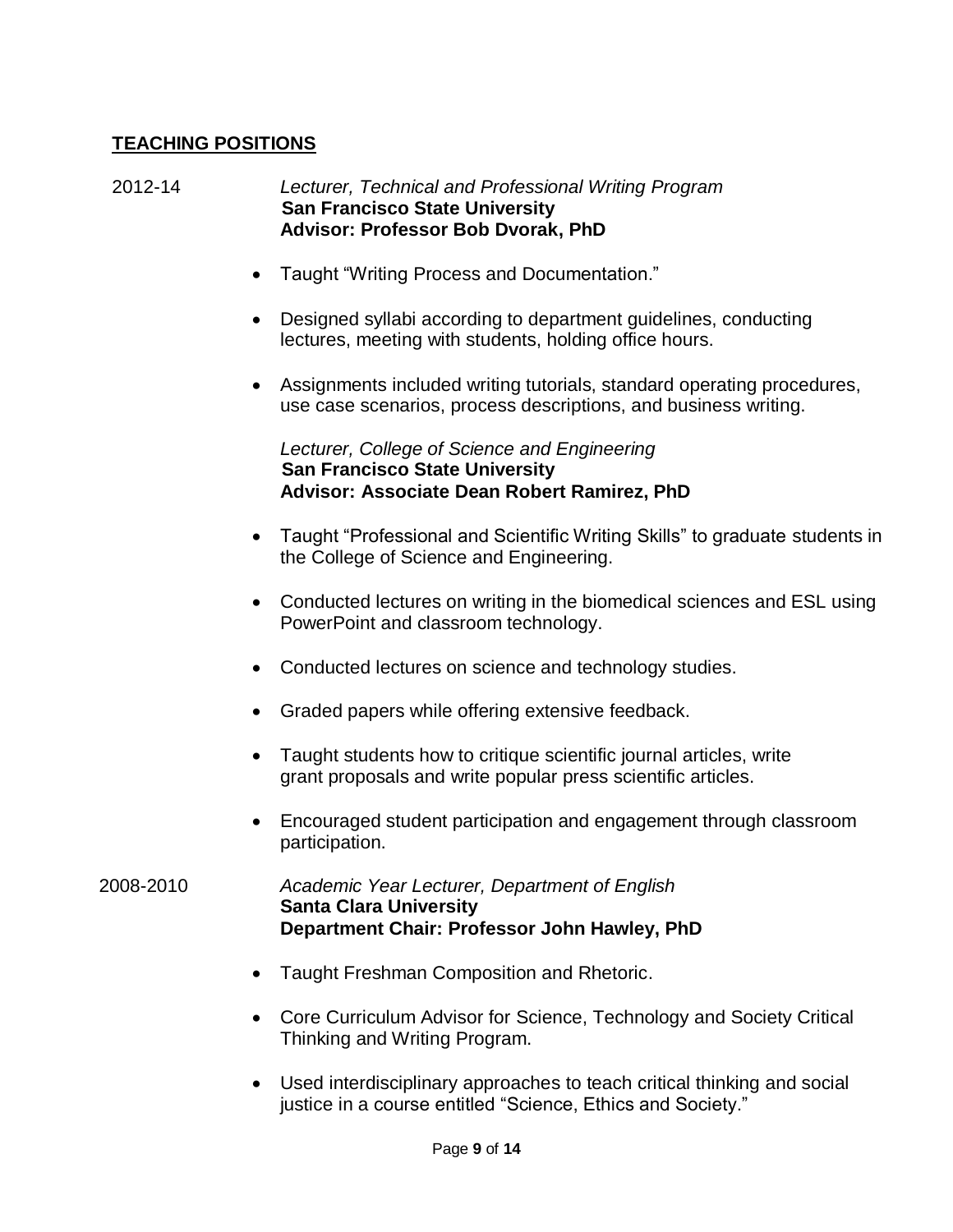## **TEACHING POSITIONS**

2012-14

*Lecturer, Technical and Professional Writing Program*
**San Francisco State University**
**Advisor: Professor Bob Dvorak, PhD**

- Taught "Writing Process and Documentation."
- Designed syllabi according to department guidelines, conducting lectures, meeting with students, holding office hours.
- Assignments included writing tutorials, standard operating procedures, use case scenarios, process descriptions, and business writing.

*Lecturer, College of Science and Engineering*
**San Francisco State University**
**Advisor: Associate Dean Robert Ramirez, PhD**

- Taught "Professional and Scientific Writing Skills" to graduate students in the College of Science and Engineering.
- Conducted lectures on writing in the biomedical sciences and ESL using PowerPoint and classroom technology.
- Conducted lectures on science and technology studies.
- Graded papers while offering extensive feedback.
- Taught students how to critique scientific journal articles, write grant proposals and write popular press scientific articles.
- Encouraged student participation and engagement through classroom participation.

2008-2010

*Academic Year Lecturer, Department of English*
**Santa Clara University**
**Department Chair: Professor John Hawley, PhD**

- Taught Freshman Composition and Rhetoric.
- Core Curriculum Advisor for Science, Technology and Society Critical Thinking and Writing Program.
- Used interdisciplinary approaches to teach critical thinking and social justice in a course entitled "Science, Ethics and Society."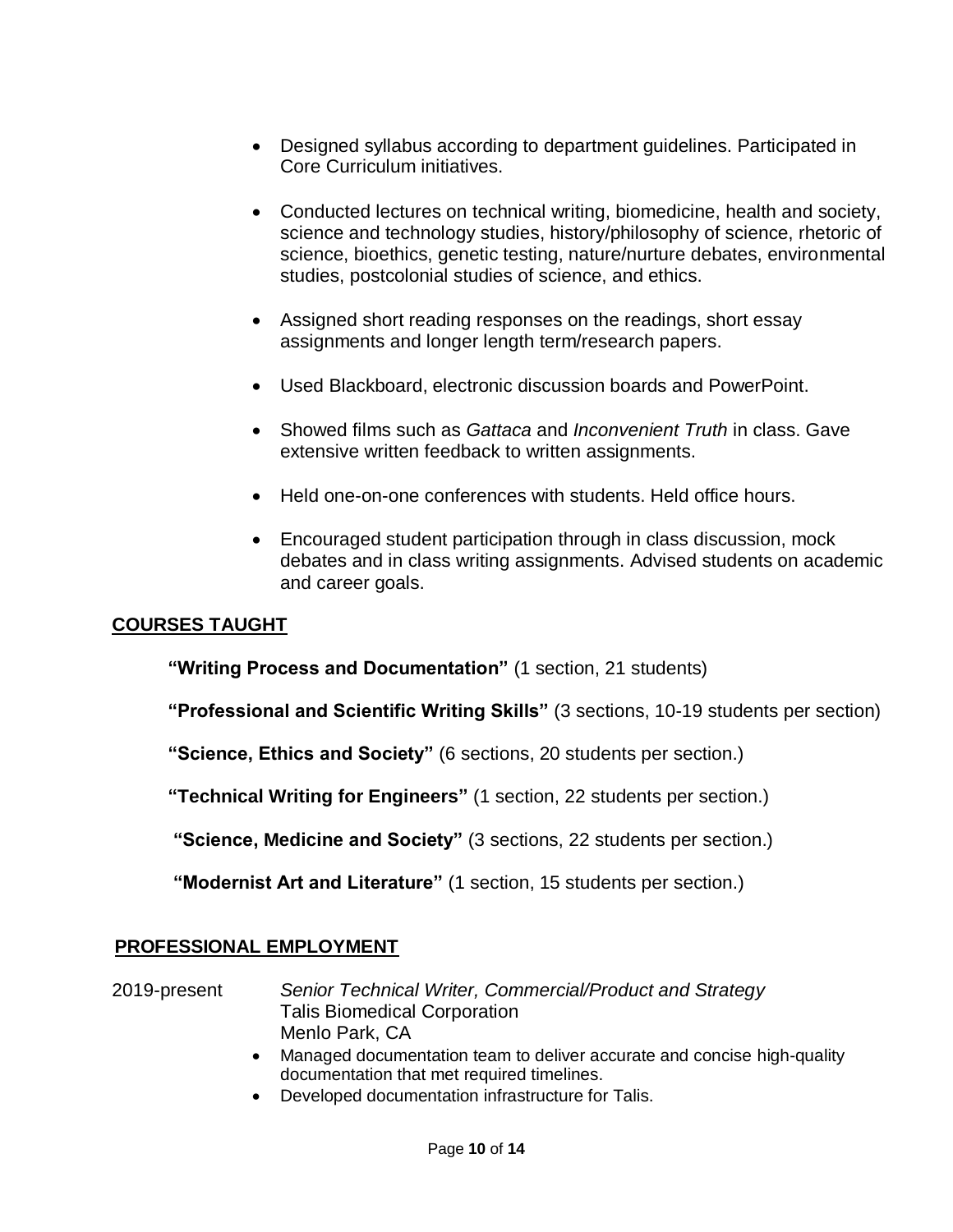- Designed syllabus according to department guidelines. Participated in Core Curriculum initiatives.

- Conducted lectures on technical writing, biomedicine, health and society, science and technology studies, history/philosophy of science, rhetoric of science, bioethics, genetic testing, nature/nurture debates, environmental studies, postcolonial studies of science, and ethics.

- Assigned short reading responses on the readings, short essay assignments and longer length term/research papers.

- Used Blackboard, electronic discussion boards and PowerPoint.

- Showed films such as *Gattaca* and *Inconvenient Truth* in class. Gave extensive written feedback to written assignments.

- Held one-on-one conferences with students. Held office hours.

- Encouraged student participation through in class discussion, mock debates and in class writing assignments. Advised students on academic and career goals.

## COURSES TAUGHT

**"Writing Process and Documentation"** (1 section, 21 students)

**"Professional and Scientific Writing Skills"** (3 sections, 10-19 students per section)

**"Science, Ethics and Society"** (6 sections, 20 students per section.)

**"Technical Writing for Engineers"** (1 section, 22 students per section.)

**"Science, Medicine and Society"** (3 sections, 22 students per section.)

**"Modernist Art and Literature"** (1 section, 15 students per section.)

## PROFESSIONAL EMPLOYMENT

2019-present *Senior Technical Writer, Commercial/Product and Strategy*
Talis Biomedical Corporation
Menlo Park, CA

- Managed documentation team to deliver accurate and concise high-quality documentation that met required timelines.
- Developed documentation infrastructure for Talis.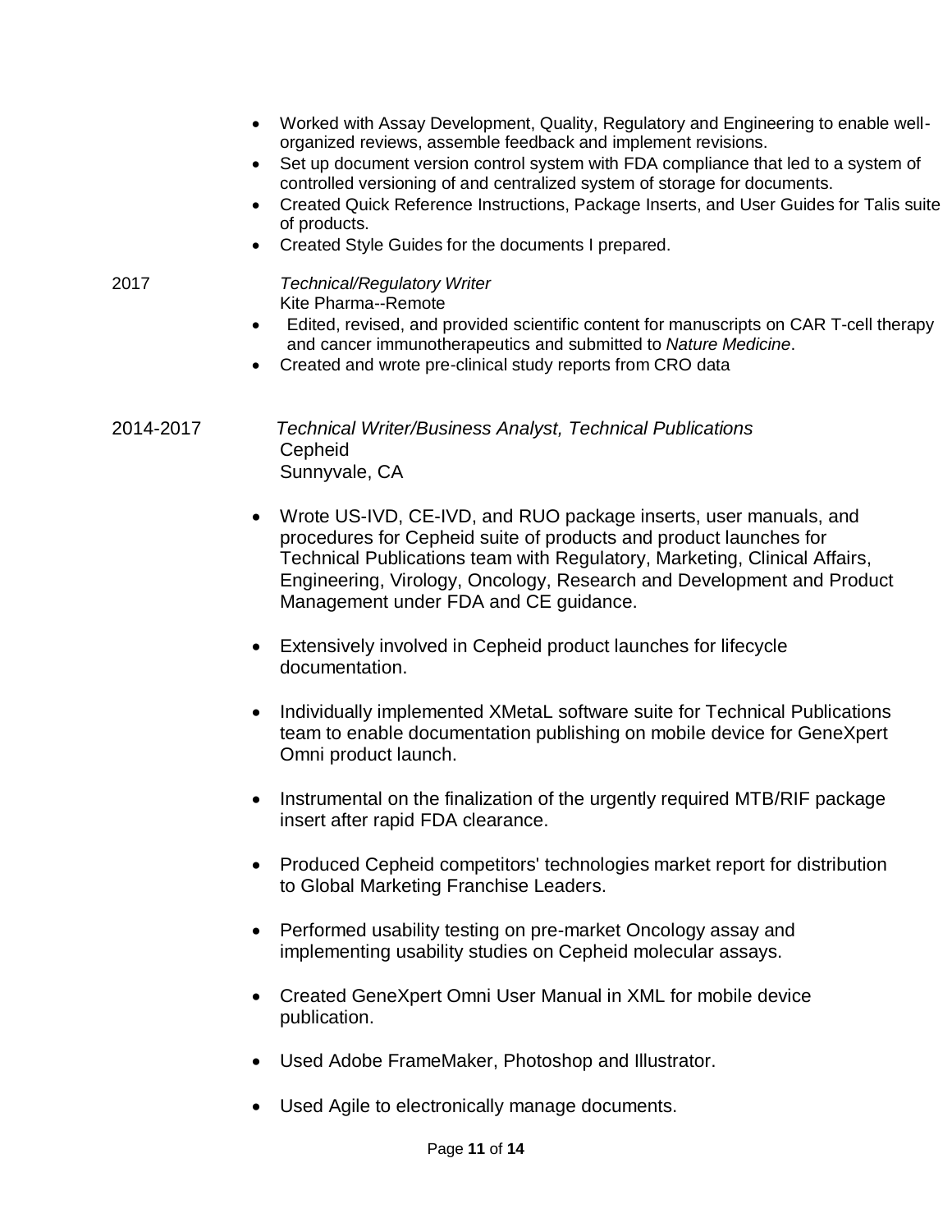- Worked with Assay Development, Quality, Regulatory and Engineering to enable well-organized reviews, assemble feedback and implement revisions.
- Set up document version control system with FDA compliance that led to a system of controlled versioning of and centralized system of storage for documents.
- Created Quick Reference Instructions, Package Inserts, and User Guides for Talis suite of products.
- Created Style Guides for the documents I prepared.

2017 *Technical/Regulatory Writer*
Kite Pharma--Remote

- Edited, revised, and provided scientific content for manuscripts on CAR T-cell therapy and cancer immunotherapeutics and submitted to *Nature Medicine*.
- Created and wrote pre-clinical study reports from CRO data

2014-2017 *Technical Writer/Business Analyst, Technical Publications*
Cepheid
Sunnyvale, CA

- Wrote US-IVD, CE-IVD, and RUO package inserts, user manuals, and procedures for Cepheid suite of products and product launches for Technical Publications team with Regulatory, Marketing, Clinical Affairs, Engineering, Virology, Oncology, Research and Development and Product Management under FDA and CE guidance.

- Extensively involved in Cepheid product launches for lifecycle documentation.

- Individually implemented XMetaL software suite for Technical Publications team to enable documentation publishing on mobile device for GeneXpert Omni product launch.

- Instrumental on the finalization of the urgently required MTB/RIF package insert after rapid FDA clearance.

- Produced Cepheid competitors' technologies market report for distribution to Global Marketing Franchise Leaders.

- Performed usability testing on pre-market Oncology assay and implementing usability studies on Cepheid molecular assays.

- Created GeneXpert Omni User Manual in XML for mobile device publication.

- Used Adobe FrameMaker, Photoshop and Illustrator.

- Used Agile to electronically manage documents.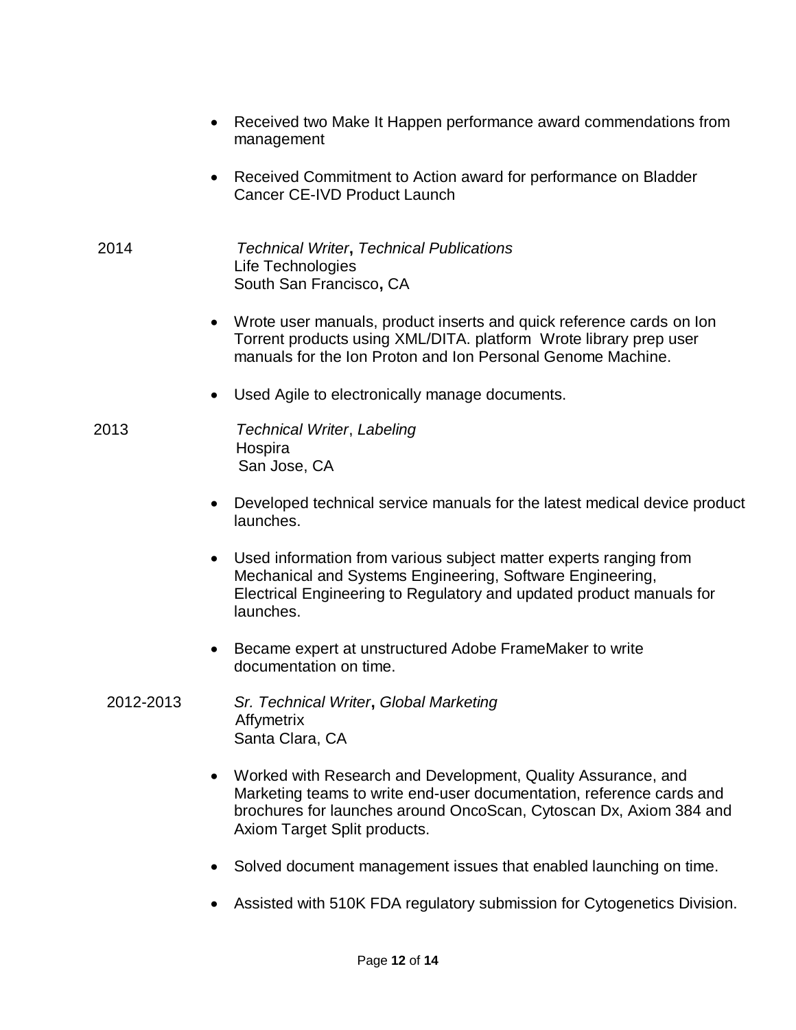- Received two Make It Happen performance award commendations from management

- Received Commitment to Action award for performance on Bladder Cancer CE-IVD Product Launch

2014 *Technical Writer***,** *Technical Publications*
Life Technologies
South San Francisco**,** CA

- Wrote user manuals, product inserts and quick reference cards on Ion Torrent products using XML/DITA. platform Wrote library prep user manuals for the Ion Proton and Ion Personal Genome Machine.

- Used Agile to electronically manage documents.

2013 *Technical Writer*, *Labeling*
Hospira
San Jose, CA

- Developed technical service manuals for the latest medical device product launches.

- Used information from various subject matter experts ranging from Mechanical and Systems Engineering, Software Engineering, Electrical Engineering to Regulatory and updated product manuals for launches.

- Became expert at unstructured Adobe FrameMaker to write documentation on time.

2012-2013 *Sr. Technical Writer***,** *Global Marketing*
Affymetrix
Santa Clara, CA

- Worked with Research and Development, Quality Assurance, and Marketing teams to write end-user documentation, reference cards and brochures for launches around OncoScan, Cytoscan Dx, Axiom 384 and Axiom Target Split products.

- Solved document management issues that enabled launching on time.

- Assisted with 510K FDA regulatory submission for Cytogenetics Division.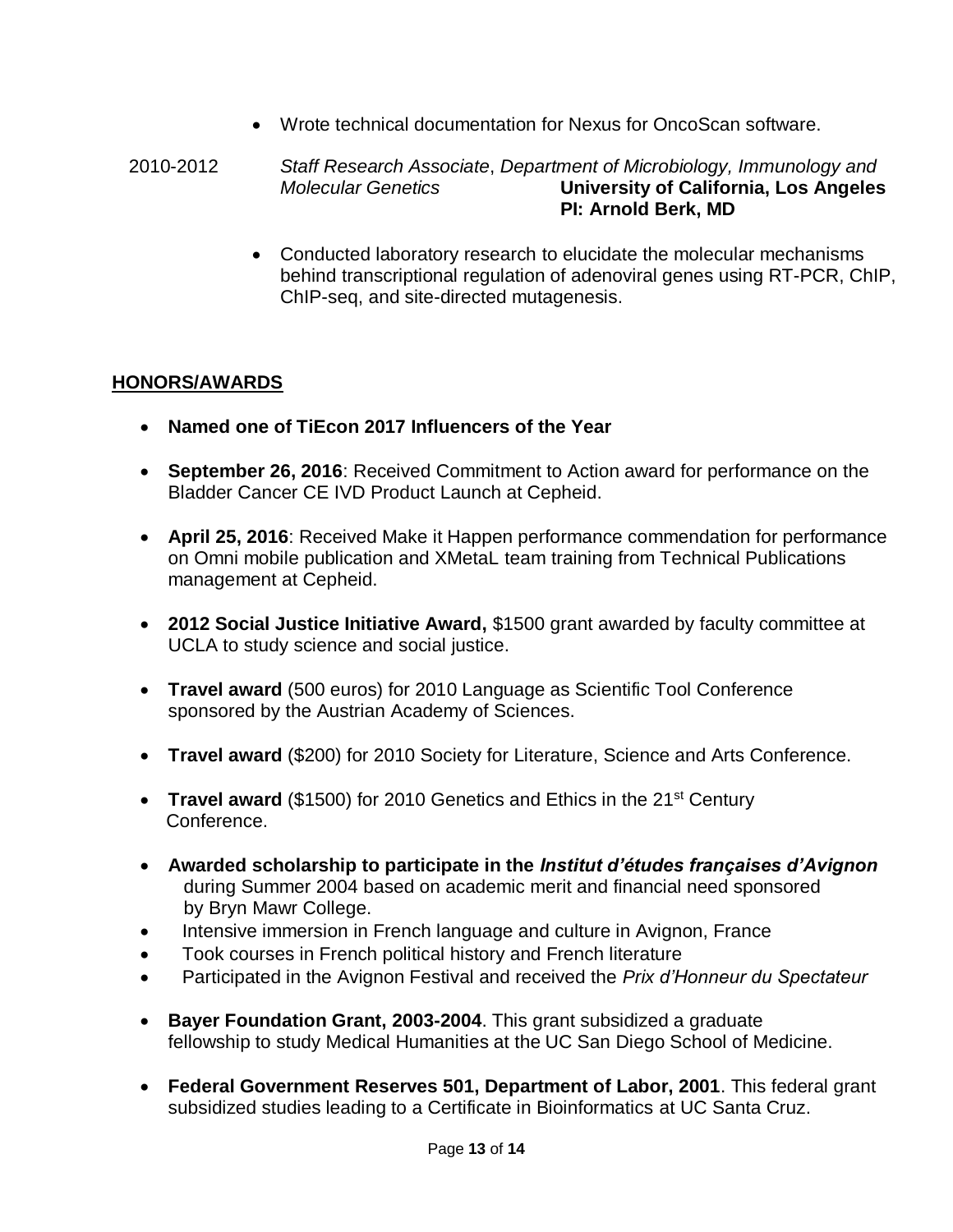- Wrote technical documentation for Nexus for OncoScan software.

2010-2012 *Staff Research Associate*, *Department of Microbiology, Immunology and Molecular Genetics* **University of California, Los Angeles**
**PI: Arnold Berk, MD**

- Conducted laboratory research to elucidate the molecular mechanisms behind transcriptional regulation of adenoviral genes using RT-PCR, ChIP, ChIP-seq, and site-directed mutagenesis.

## HONORS/AWARDS

- **Named one of TiEcon 2017 Influencers of the Year**
- **September 26, 2016**: Received Commitment to Action award for performance on the Bladder Cancer CE IVD Product Launch at Cepheid.
- **April 25, 2016**: Received Make it Happen performance commendation for performance on Omni mobile publication and XMetaL team training from Technical Publications management at Cepheid.
- **2012 Social Justice Initiative Award,** $1500 grant awarded by faculty committee at UCLA to study science and social justice.
- **Travel award** (500 euros) for 2010 Language as Scientific Tool Conference sponsored by the Austrian Academy of Sciences.
- **Travel award** ($200) for 2010 Society for Literature, Science and Arts Conference.
- **Travel award** ($1500) for 2010 Genetics and Ethics in the 21st Century Conference.
- **Awarded scholarship to participate in the *Institut d'études françaises d'Avignon*** during Summer 2004 based on academic merit and financial need sponsored by Bryn Mawr College.
- Intensive immersion in French language and culture in Avignon, France
- Took courses in French political history and French literature
- Participated in the Avignon Festival and received the *Prix d'Honneur du Spectateur*
- **Bayer Foundation Grant, 2003-2004**. This grant subsidized a graduate fellowship to study Medical Humanities at the UC San Diego School of Medicine.
- **Federal Government Reserves 501, Department of Labor, 2001**. This federal grant subsidized studies leading to a Certificate in Bioinformatics at UC Santa Cruz.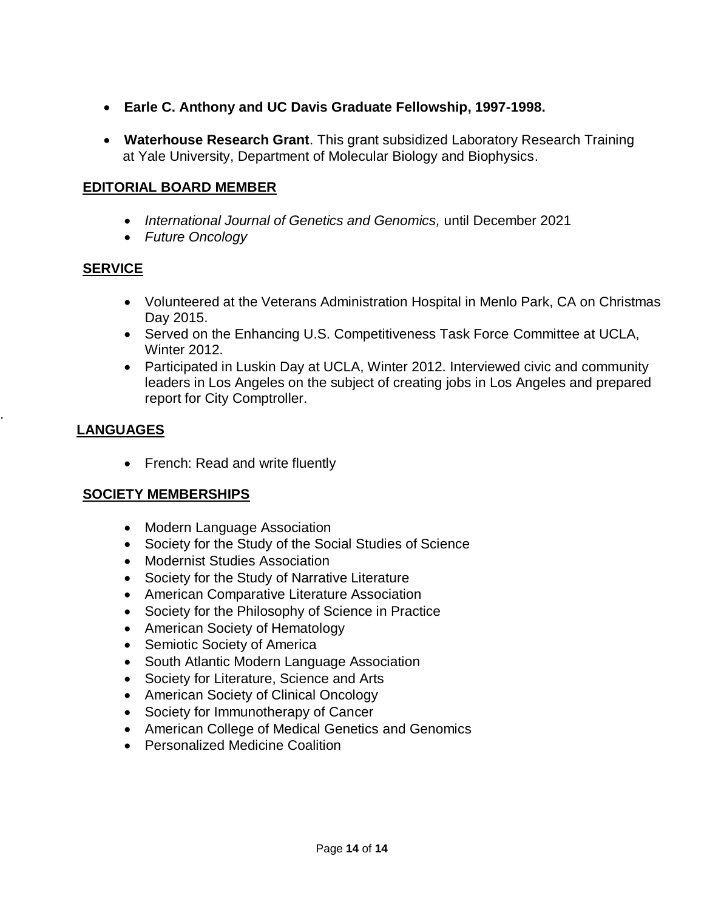- **Earle C. Anthony and UC Davis Graduate Fellowship, 1997-1998.**
- **Waterhouse Research Grant**. This grant subsidized Laboratory Research Training at Yale University, Department of Molecular Biology and Biophysics.

## EDITORIAL BOARD MEMBER

- *International Journal of Genetics and Genomics,* until December 2021
- *Future Oncology*

## SERVICE

- Volunteered at the Veterans Administration Hospital in Menlo Park, CA on Christmas Day 2015.
- Served on the Enhancing U.S. Competitiveness Task Force Committee at UCLA, Winter 2012.
- Participated in Luskin Day at UCLA, Winter 2012. Interviewed civic and community leaders in Los Angeles on the subject of creating jobs in Los Angeles and prepared report for City Comptroller.

## LANGUAGES

- French: Read and write fluently

## SOCIETY MEMBERSHIPS

- Modern Language Association
- Society for the Study of the Social Studies of Science
- Modernist Studies Association
- Society for the Study of Narrative Literature
- American Comparative Literature Association
- Society for the Philosophy of Science in Practice
- American Society of Hematology
- Semiotic Society of America
- South Atlantic Modern Language Association
- Society for Literature, Science and Arts
- American Society of Clinical Oncology
- Society for Immunotherapy of Cancer
- American College of Medical Genetics and Genomics
- Personalized Medicine Coalition